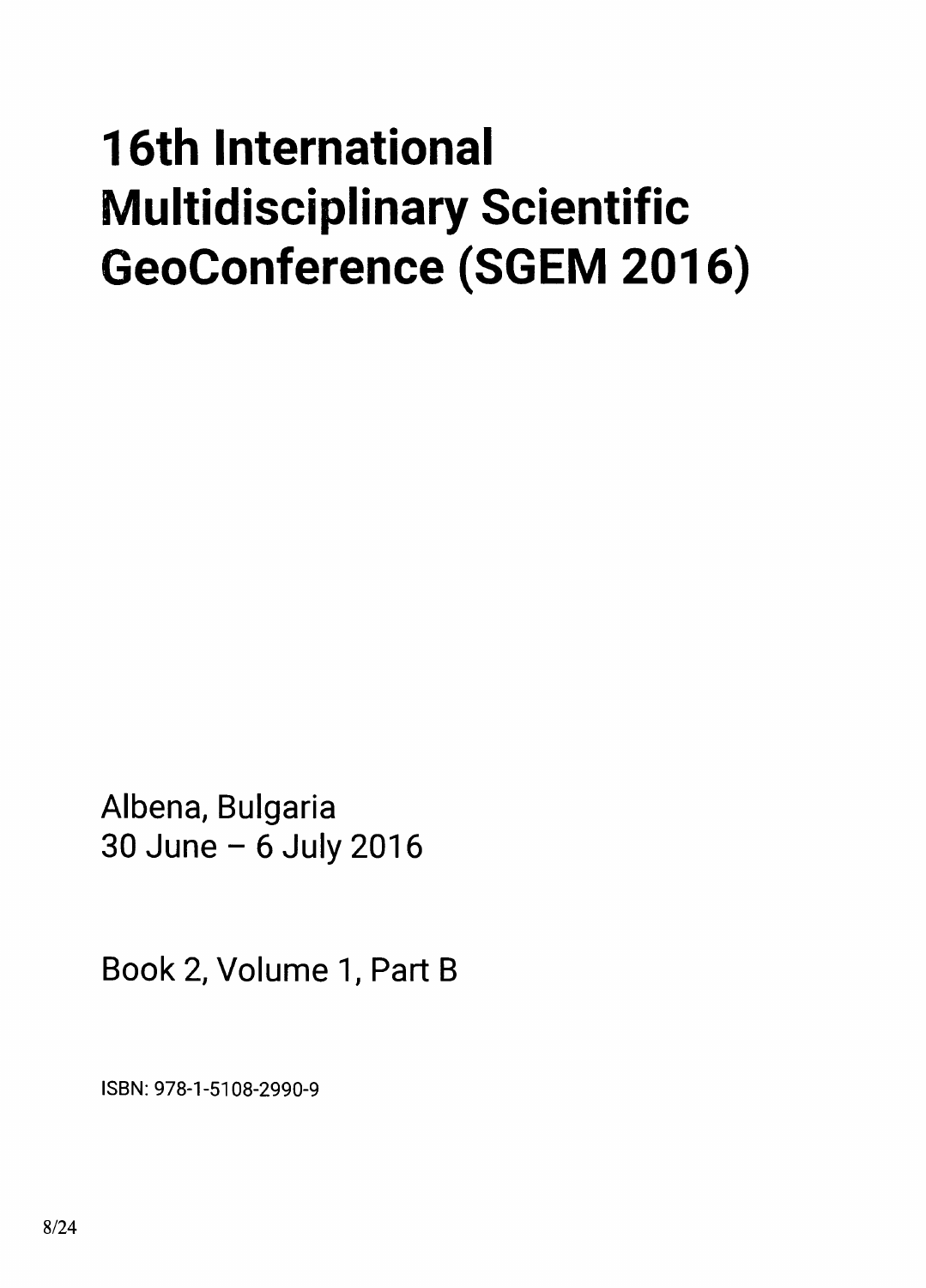# 16th International Multidisciplinary Scientific GeoConference (SGEM 2016)

Albena, Bulgaria
30 June – 6 July 2016

Book 2, Volume 1, Part B

ISBN: 978-1-5108-2990-9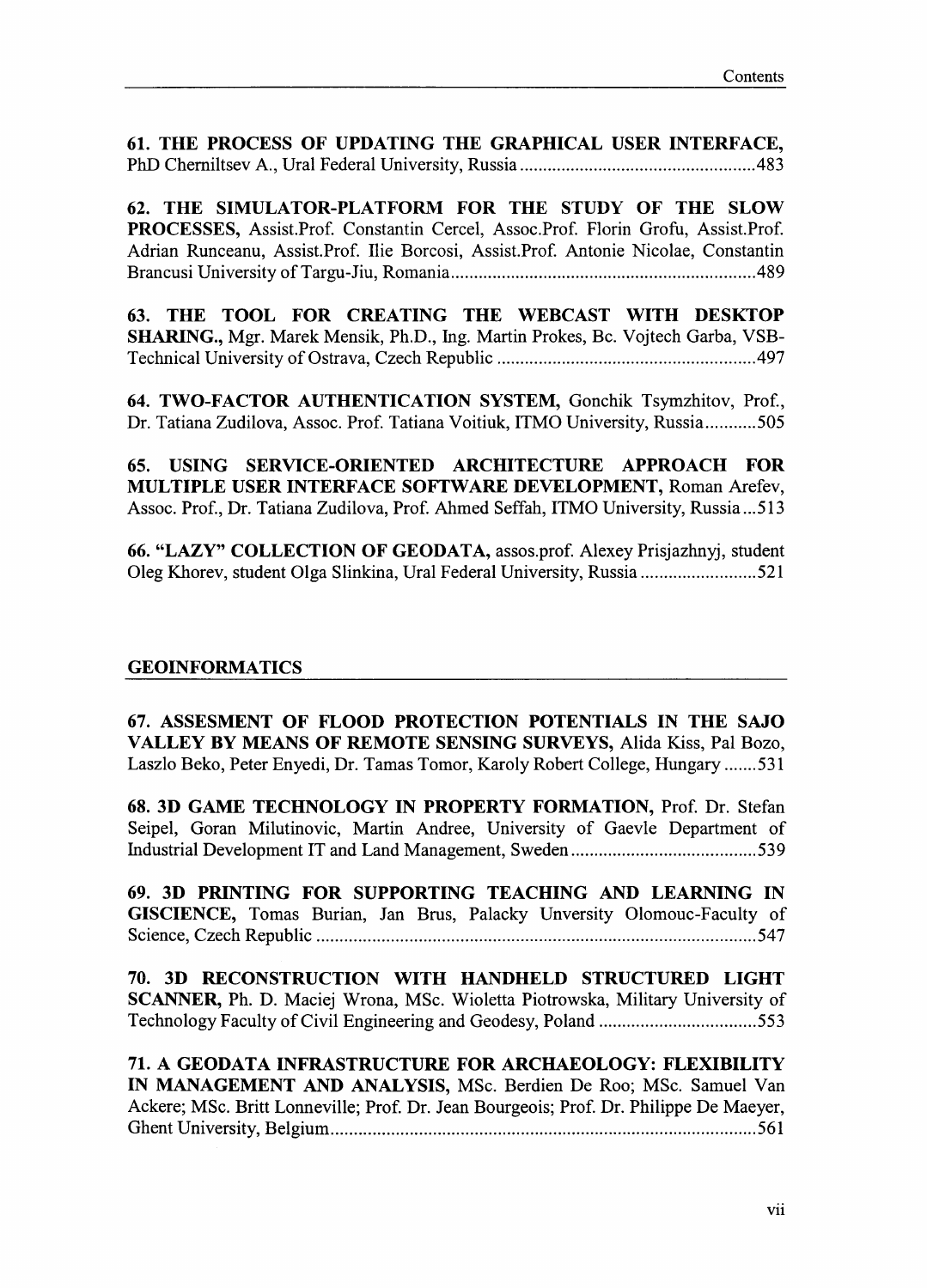**61. THE PROCESS OF UPDATING THE GRAPHICAL USER INTERFACE,** PhD Cherniltsev A., Ural Federal University, Russia .................................................. 483

**62. THE SIMULATOR-PLATFORM FOR THE STUDY OF THE SLOW PROCESSES,** Assist.Prof. Constantin Cercel, Assoc.Prof. Florin Grofu, Assist.Prof. Adrian Runceanu, Assist.Prof. Ilie Borcosi, Assist.Prof. Antonie Nicolae, Constantin Brancusi University of Targu-Jiu, Romania ................................................................. 489

**63. THE TOOL FOR CREATING THE WEBCAST WITH DESKTOP SHARING.,** Mgr. Marek Mensik, Ph.D., Ing. Martin Prokes, Bc. Vojtech Garba, VSB-Technical University of Ostrava, Czech Republic ....................................................... 497

**64. TWO-FACTOR AUTHENTICATION SYSTEM,** Gonchik Tsymzhitov, Prof., Dr. Tatiana Zudilova, Assoc. Prof. Tatiana Voitiuk, ITMO University, Russia ........... 505

**65. USING SERVICE-ORIENTED ARCHITECTURE APPROACH FOR MULTIPLE USER INTERFACE SOFTWARE DEVELOPMENT,** Roman Arefev, Assoc. Prof., Dr. Tatiana Zudilova, Prof. Ahmed Seffah, ITMO University, Russia ... 513

**66. "LAZY" COLLECTION OF GEODATA,** assos.prof. Alexey Prisjazhnyj, student Oleg Khorev, student Olga Slinkina, Ural Federal University, Russia ......................... 521

## GEOINFORMATICS

**67. ASSESMENT OF FLOOD PROTECTION POTENTIALS IN THE SAJO VALLEY BY MEANS OF REMOTE SENSING SURVEYS,** Alida Kiss, Pal Bozo, Laszlo Beko, Peter Enyedi, Dr. Tamas Tomor, Karoly Robert College, Hungary ....... 531

**68. 3D GAME TECHNOLOGY IN PROPERTY FORMATION,** Prof. Dr. Stefan Seipel, Goran Milutinovic, Martin Andree, University of Gaevle Department of Industrial Development IT and Land Management, Sweden ........................................ 539

**69. 3D PRINTING FOR SUPPORTING TEACHING AND LEARNING IN GISCIENCE,** Tomas Burian, Jan Brus, Palacky Unversity Olomouc-Faculty of Science, Czech Republic ............................................................................................. 547

**70. 3D RECONSTRUCTION WITH HANDHELD STRUCTURED LIGHT SCANNER,** Ph. D. Maciej Wrona, MSc. Wioletta Piotrowska, Military University of Technology Faculty of Civil Engineering and Geodesy, Poland ................................. 553

**71. A GEODATA INFRASTRUCTURE FOR ARCHAEOLOGY: FLEXIBILITY IN MANAGEMENT AND ANALYSIS,** MSc. Berdien De Roo; MSc. Samuel Van Ackere; MSc. Britt Lonneville; Prof. Dr. Jean Bourgeois; Prof. Dr. Philippe De Maeyer, Ghent University, Belgium .......................................................................................... 561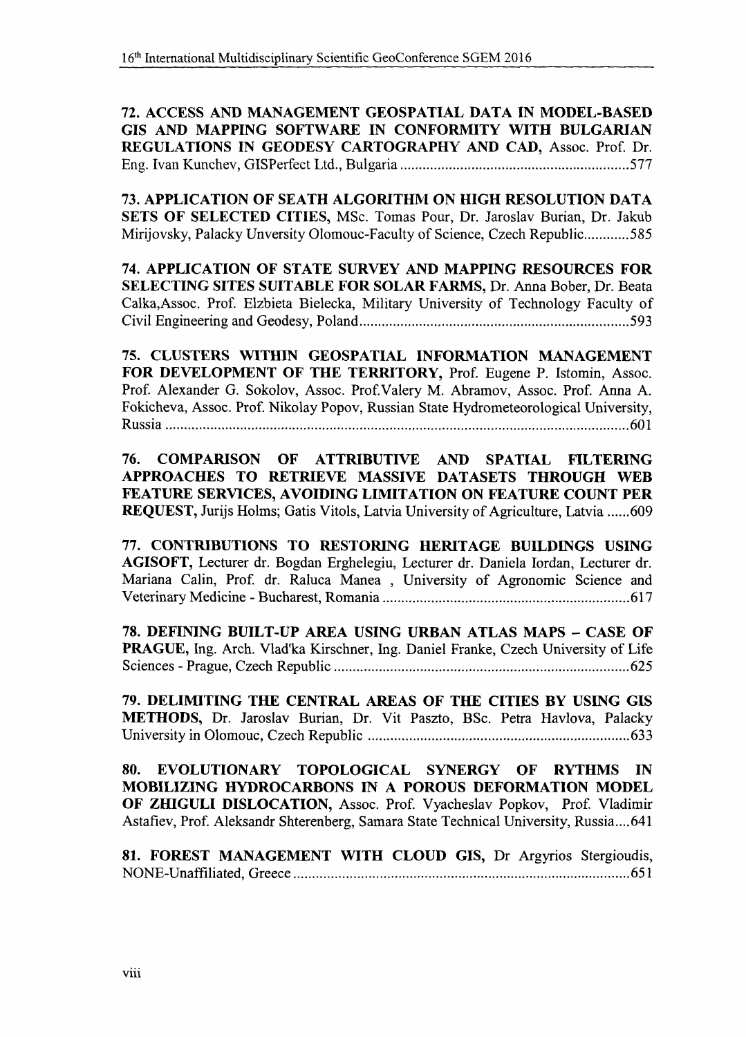**72. ACCESS AND MANAGEMENT GEOSPATIAL DATA IN MODEL-BASED GIS AND MAPPING SOFTWARE IN CONFORMITY WITH BULGARIAN REGULATIONS IN GEODESY CARTOGRAPHY AND CAD,** Assoc. Prof. Dr. Eng. Ivan Kunchev, GISPerfect Ltd., Bulgaria ............................................................577

**73. APPLICATION OF SEATH ALGORITHM ON HIGH RESOLUTION DATA SETS OF SELECTED CITIES,** MSc. Tomas Pour, Dr. Jaroslav Burian, Dr. Jakub Mirijovsky, Palacky Unversity Olomouc-Faculty of Science, Czech Republic............585

**74. APPLICATION OF STATE SURVEY AND MAPPING RESOURCES FOR SELECTING SITES SUITABLE FOR SOLAR FARMS,** Dr. Anna Bober, Dr. Beata Calka,Assoc. Prof. Elzbieta Bielecka, Military University of Technology Faculty of Civil Engineering and Geodesy, Poland.......................................................................593

**75. CLUSTERS WITHIN GEOSPATIAL INFORMATION MANAGEMENT FOR DEVELOPMENT OF THE TERRITORY,** Prof. Eugene P. Istomin, Assoc. Prof. Alexander G. Sokolov, Assoc. Prof.Valery M. Abramov, Assoc. Prof. Anna A. Fokicheva, Assoc. Prof. Nikolay Popov, Russian State Hydrometeorological University, Russia ..........................................................................................................................601

**76. COMPARISON OF ATTRIBUTIVE AND SPATIAL FILTERING APPROACHES TO RETRIEVE MASSIVE DATASETS THROUGH WEB FEATURE SERVICES, AVOIDING LIMITATION ON FEATURE COUNT PER REQUEST,** Jurijs Holms; Gatis Vitols, Latvia University of Agriculture, Latvia ......609

**77. CONTRIBUTIONS TO RESTORING HERITAGE BUILDINGS USING AGISOFT,** Lecturer dr. Bogdan Erghelegiu, Lecturer dr. Daniela Iordan, Lecturer dr. Mariana Calin, Prof. dr. Raluca Manea , University of Agronomic Science and Veterinary Medicine - Bucharest, Romania .................................................................617

**78. DEFINING BUILT-UP AREA USING URBAN ATLAS MAPS – CASE OF PRAGUE,** Ing. Arch. Vlad'ka Kirschner, Ing. Daniel Franke, Czech University of Life Sciences - Prague, Czech Republic ..............................................................................625

**79. DELIMITING THE CENTRAL AREAS OF THE CITIES BY USING GIS METHODS,** Dr. Jaroslav Burian, Dr. Vit Paszto, BSc. Petra Havlova, Palacky University in Olomouc, Czech Republic .....................................................................633

**80. EVOLUTIONARY TOPOLOGICAL SYNERGY OF RYTHMS IN MOBILIZING HYDROCARBONS IN A POROUS DEFORMATION MODEL OF ZHIGULI DISLOCATION,** Assoc. Prof. Vyacheslav Popkov, Prof. Vladimir Astafiev, Prof. Aleksandr Shterenberg, Samara State Technical University, Russia....641

**81. FOREST MANAGEMENT WITH CLOUD GIS,** Dr Argyrios Stergioudis, NONE-Unaffiliated, Greece.........................................................................................651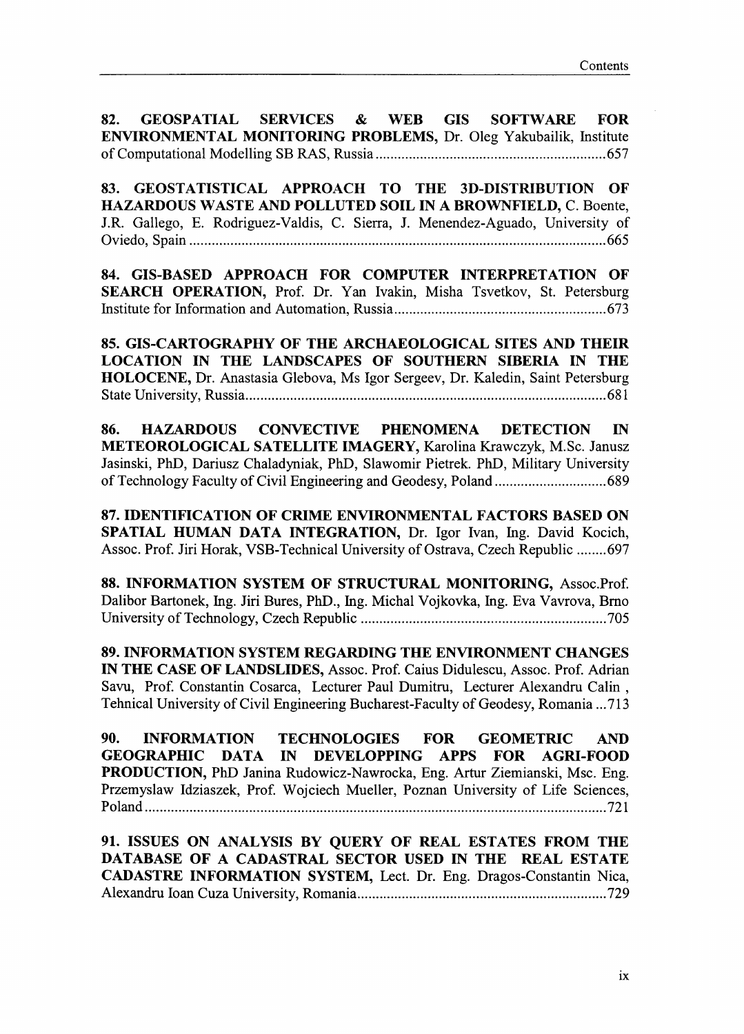**82. GEOSPATIAL SERVICES & WEB GIS SOFTWARE FOR ENVIRONMENTAL MONITORING PROBLEMS,** Dr. Oleg Yakubailik, Institute of Computational Modelling SB RAS, Russia ............................................................ 657

**83. GEOSTATISTICAL APPROACH TO THE 3D-DISTRIBUTION OF HAZARDOUS WASTE AND POLLUTED SOIL IN A BROWNFIELD,** C. Boente, J.R. Gallego, E. Rodriguez-Valdis, C. Sierra, J. Menendez-Aguado, University of Oviedo, Spain ............................................................ 665

**84. GIS-BASED APPROACH FOR COMPUTER INTERPRETATION OF SEARCH OPERATION,** Prof. Dr. Yan Ivakin, Misha Tsvetkov, St. Petersburg Institute for Information and Automation, Russia ............................................................ 673

**85. GIS-CARTOGRAPHY OF THE ARCHAEOLOGICAL SITES AND THEIR LOCATION IN THE LANDSCAPES OF SOUTHERN SIBERIA IN THE HOLOCENE,** Dr. Anastasia Glebova, Ms Igor Sergeev, Dr. Kaledin, Saint Petersburg State University, Russia ............................................................ 681

**86. HAZARDOUS CONVECTIVE PHENOMENA DETECTION IN METEOROLOGICAL SATELLITE IMAGERY,** Karolina Krawczyk, M.Sc. Janusz Jasinski, PhD, Dariusz Chaladyniak, PhD, Slawomir Pietrek. PhD, Military University of Technology Faculty of Civil Engineering and Geodesy, Poland ............................................................ 689

**87. IDENTIFICATION OF CRIME ENVIRONMENTAL FACTORS BASED ON SPATIAL HUMAN DATA INTEGRATION,** Dr. Igor Ivan, Ing. David Kocich, Assoc. Prof. Jiri Horak, VSB-Technical University of Ostrava, Czech Republic ........ 697

**88. INFORMATION SYSTEM OF STRUCTURAL MONITORING,** Assoc.Prof. Dalibor Bartonek, Ing. Jiri Bures, PhD., Ing. Michal Vojkovka, Ing. Eva Vavrova, Brno University of Technology, Czech Republic ............................................................ 705

**89. INFORMATION SYSTEM REGARDING THE ENVIRONMENT CHANGES IN THE CASE OF LANDSLIDES,** Assoc. Prof. Caius Didulescu, Assoc. Prof. Adrian Savu, Prof. Constantin Cosarca, Lecturer Paul Dumitru, Lecturer Alexandru Calin , Tehnical University of Civil Engineering Bucharest-Faculty of Geodesy, Romania ... 713

**90. INFORMATION TECHNOLOGIES FOR GEOMETRIC AND GEOGRAPHIC DATA IN DEVELOPPING APPS FOR AGRI-FOOD PRODUCTION,** PhD Janina Rudowicz-Nawrocka, Eng. Artur Ziemianski, Msc. Eng. Przemyslaw Idziaszek, Prof. Wojciech Mueller, Poznan University of Life Sciences, Poland ............................................................ 721

**91. ISSUES ON ANALYSIS BY QUERY OF REAL ESTATES FROM THE DATABASE OF A CADASTRAL SECTOR USED IN THE REAL ESTATE CADASTRE INFORMATION SYSTEM,** Lect. Dr. Eng. Dragos-Constantin Nica, Alexandru Ioan Cuza University, Romania ............................................................ 729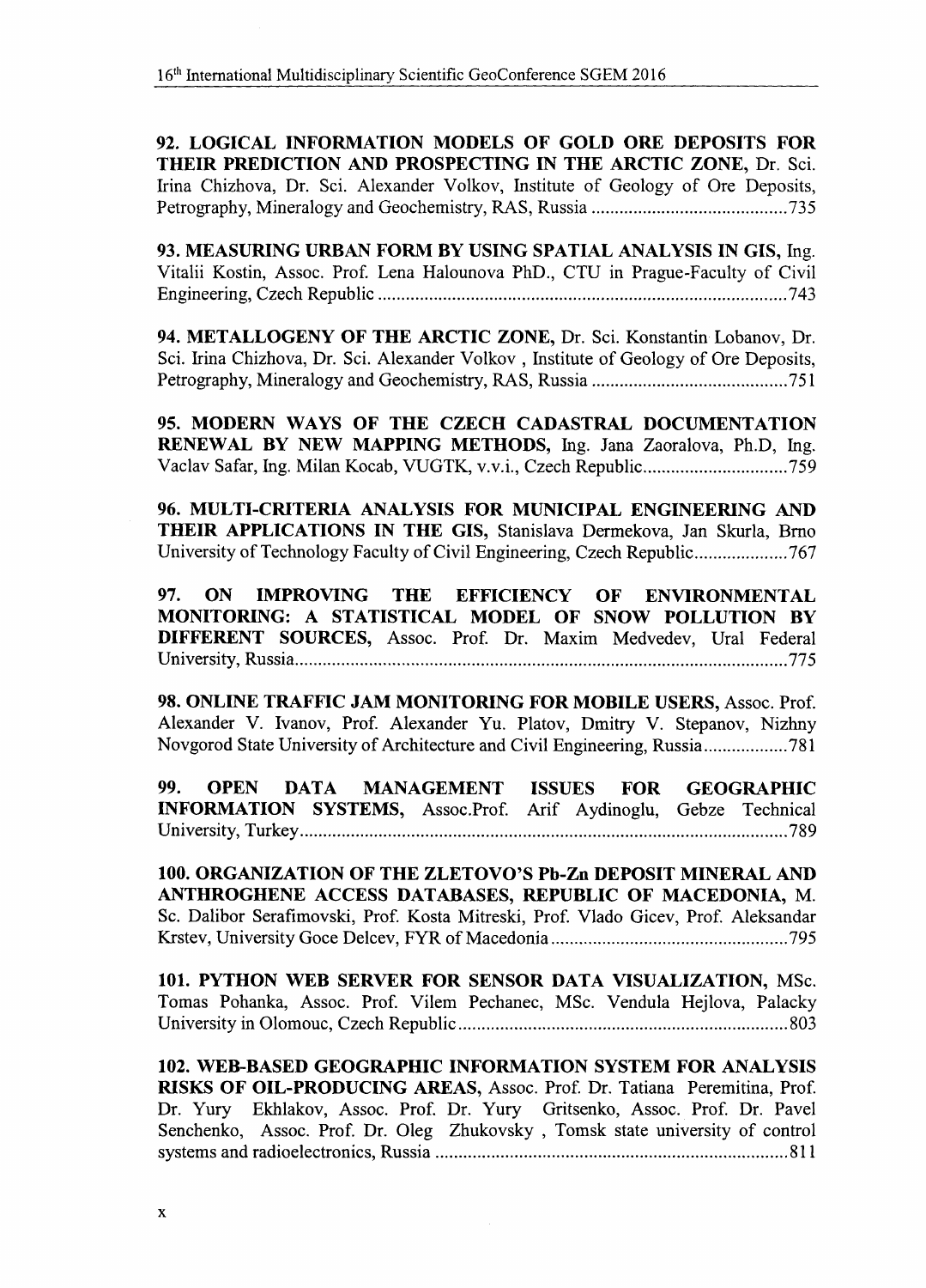**92. LOGICAL INFORMATION MODELS OF GOLD ORE DEPOSITS FOR THEIR PREDICTION AND PROSPECTING IN THE ARCTIC ZONE,** Dr. Sci. Irina Chizhova, Dr. Sci. Alexander Volkov, Institute of Geology of Ore Deposits, Petrography, Mineralogy and Geochemistry, RAS, Russia ........................................ 735

**93. MEASURING URBAN FORM BY USING SPATIAL ANALYSIS IN GIS,** Ing. Vitalii Kostin, Assoc. Prof. Lena Halounova PhD., CTU in Prague-Faculty of Civil Engineering, Czech Republic ........................................................................................ 743

**94. METALLOGENY OF THE ARCTIC ZONE,** Dr. Sci. Konstantin Lobanov, Dr. Sci. Irina Chizhova, Dr. Sci. Alexander Volkov , Institute of Geology of Ore Deposits, Petrography, Mineralogy and Geochemistry, RAS, Russia ........................................ 751

**95. MODERN WAYS OF THE CZECH CADASTRAL DOCUMENTATION RENEWAL BY NEW MAPPING METHODS,** Ing. Jana Zaoralova, Ph.D, Ing. Vaclav Safar, Ing. Milan Kocab, VUGTK, v.v.i., Czech Republic ............................... 759

**96. MULTI-CRITERIA ANALYSIS FOR MUNICIPAL ENGINEERING AND THEIR APPLICATIONS IN THE GIS,** Stanislava Dermekova, Jan Skurla, Brno University of Technology Faculty of Civil Engineering, Czech Republic .................... 767

**97. ON IMPROVING THE EFFICIENCY OF ENVIRONMENTAL MONITORING: A STATISTICAL MODEL OF SNOW POLLUTION BY DIFFERENT SOURCES,** Assoc. Prof. Dr. Maxim Medvedev, Ural Federal University, Russia ......................................................................................................... 775

**98. ONLINE TRAFFIC JAM MONITORING FOR MOBILE USERS,** Assoc. Prof. Alexander V. Ivanov, Prof. Alexander Yu. Platov, Dmitry V. Stepanov, Nizhny Novgorod State University of Architecture and Civil Engineering, Russia .................. 781

**99. OPEN DATA MANAGEMENT ISSUES FOR GEOGRAPHIC INFORMATION SYSTEMS,** Assoc.Prof. Arif Aydinoglu, Gebze Technical University, Turkey ......................................................................................................... 789

**100. ORGANIZATION OF THE ZLETOVO'S Pb-Zn DEPOSIT MINERAL AND ANTHROGHENE ACCESS DATABASES, REPUBLIC OF MACEDONIA,** M. Sc. Dalibor Serafimovski, Prof. Kosta Mitreski, Prof. Vlado Gicev, Prof. Aleksandar Krstev, University Goce Delcev, FYR of Macedonia .................................................. 795

**101. PYTHON WEB SERVER FOR SENSOR DATA VISUALIZATION,** MSc. Tomas Pohanka, Assoc. Prof. Vilem Pechanec, MSc. Vendula Hejlova, Palacky University in Olomouc, Czech Republic ..................................................................... 803

**102. WEB-BASED GEOGRAPHIC INFORMATION SYSTEM FOR ANALYSIS RISKS OF OIL-PRODUCING AREAS,** Assoc. Prof. Dr. Tatiana Peremitina, Prof. Dr. Yury Ekhlakov, Assoc. Prof. Dr. Yury Gritsenko, Assoc. Prof. Dr. Pavel Senchenko, Assoc. Prof. Dr. Oleg Zhukovsky , Tomsk state university of control systems and radioelectronics, Russia ........................................................................... 811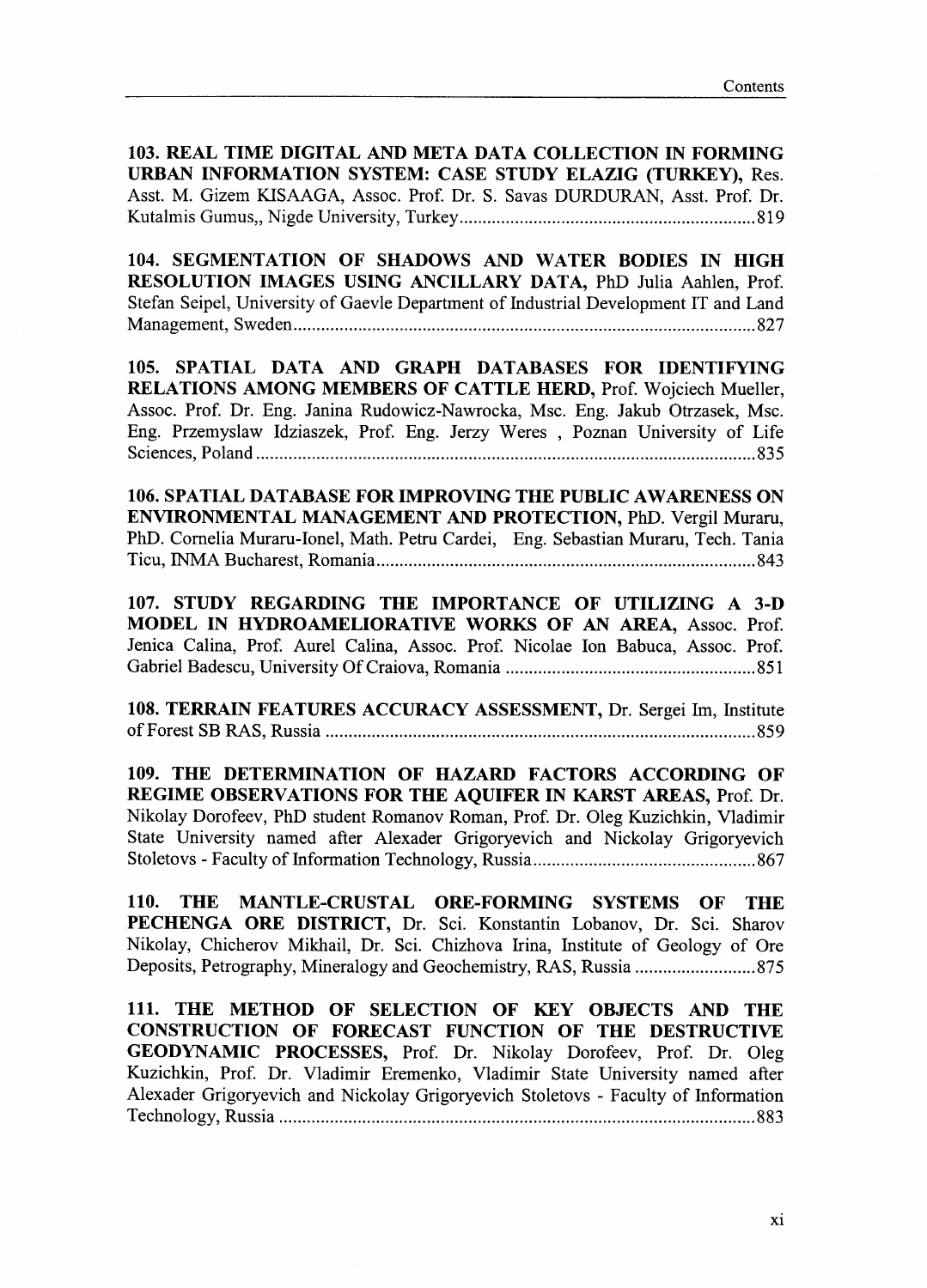**103. REAL TIME DIGITAL AND META DATA COLLECTION IN FORMING URBAN INFORMATION SYSTEM: CASE STUDY ELAZIG (TURKEY),** Res. Asst. M. Gizem KISAAGA, Assoc. Prof. Dr. S. Savas DURDURAN, Asst. Prof. Dr. Kutalmis Gumus,, Nigde University, Turkey ................................................................ 819

**104. SEGMENTATION OF SHADOWS AND WATER BODIES IN HIGH RESOLUTION IMAGES USING ANCILLARY DATA,** PhD Julia Aahlen, Prof. Stefan Seipel, University of Gaevle Department of Industrial Development IT and Land Management, Sweden .................................................................................................. 827

**105. SPATIAL DATA AND GRAPH DATABASES FOR IDENTIFYING RELATIONS AMONG MEMBERS OF CATTLE HERD,** Prof. Wojciech Mueller, Assoc. Prof. Dr. Eng. Janina Rudowicz-Nawrocka, Msc. Eng. Jakub Otrzasek, Msc. Eng. Przemyslaw Idziaszek, Prof. Eng. Jerzy Weres , Poznan University of Life Sciences, Poland ........................................................................................................... 835

**106. SPATIAL DATABASE FOR IMPROVING THE PUBLIC AWARENESS ON ENVIRONMENTAL MANAGEMENT AND PROTECTION,** PhD. Vergil Muraru, PhD. Cornelia Muraru-Ionel, Math. Petru Cardei, Eng. Sebastian Muraru, Tech. Tania Ticu, INMA Bucharest, Romania .................................................................................. 843

**107. STUDY REGARDING THE IMPORTANCE OF UTILIZING A 3-D MODEL IN HYDROAMELIORATIVE WORKS OF AN AREA,** Assoc. Prof. Jenica Calina, Prof. Aurel Calina, Assoc. Prof. Nicolae Ion Babuca, Assoc. Prof. Gabriel Badescu, University Of Craiova, Romania ...................................................... 851

**108. TERRAIN FEATURES ACCURACY ASSESSMENT,** Dr. Sergei Im, Institute of Forest SB RAS, Russia ............................................................................................. 859

**109. THE DETERMINATION OF HAZARD FACTORS ACCORDING OF REGIME OBSERVATIONS FOR THE AQUIFER IN KARST AREAS,** Prof. Dr. Nikolay Dorofeev, PhD student Romanov Roman, Prof. Dr. Oleg Kuzichkin, Vladimir State University named after Alexader Grigoryevich and Nickolay Grigoryevich Stoletovs - Faculty of Information Technology, Russia ................................................ 867

**110. THE MANTLE-CRUSTAL ORE-FORMING SYSTEMS OF THE PECHENGA ORE DISTRICT,** Dr. Sci. Konstantin Lobanov, Dr. Sci. Sharov Nikolay, Chicherov Mikhail, Dr. Sci. Chizhova Irina, Institute of Geology of Ore Deposits, Petrography, Mineralogy and Geochemistry, RAS, Russia .......................... 875

**111. THE METHOD OF SELECTION OF KEY OBJECTS AND THE CONSTRUCTION OF FORECAST FUNCTION OF THE DESTRUCTIVE GEODYNAMIC PROCESSES,** Prof. Dr. Nikolay Dorofeev, Prof. Dr. Oleg Kuzichkin, Prof. Dr. Vladimir Eremenko, Vladimir State University named after Alexader Grigoryevich and Nickolay Grigoryevich Stoletovs - Faculty of Information Technology, Russia ...................................................................................................... 883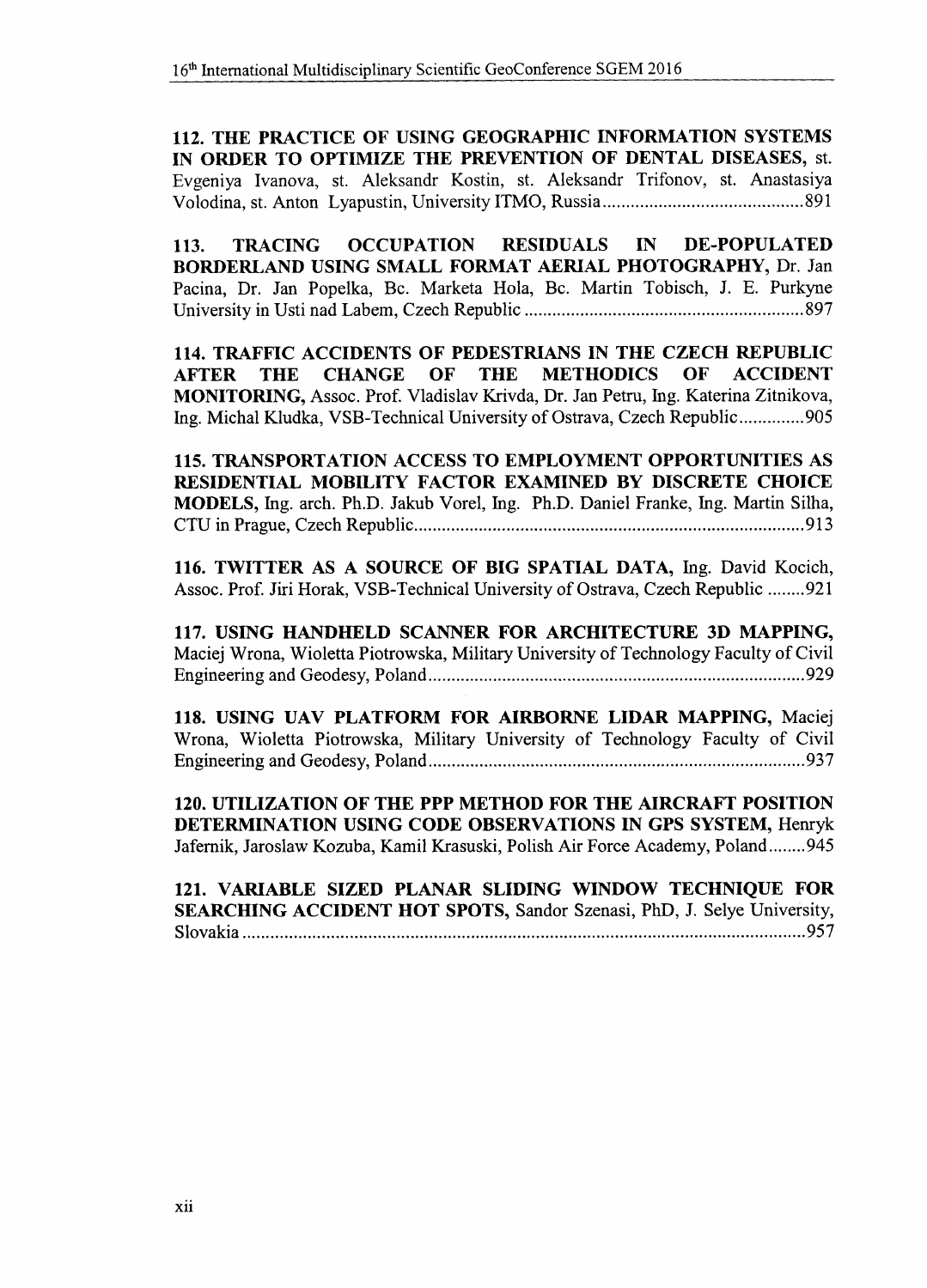**112. THE PRACTICE OF USING GEOGRAPHIC INFORMATION SYSTEMS IN ORDER TO OPTIMIZE THE PREVENTION OF DENTAL DISEASES,** st. Evgeniya Ivanova, st. Aleksandr Kostin, st. Aleksandr Trifonov, st. Anastasiya Volodina, st. Anton Lyapustin, University ITMO, Russia ........................................... 891

**113. TRACING OCCUPATION RESIDUALS IN DE-POPULATED BORDERLAND USING SMALL FORMAT AERIAL PHOTOGRAPHY,** Dr. Jan Pacina, Dr. Jan Popelka, Bc. Marketa Hola, Bc. Martin Tobisch, J. E. Purkyne University in Usti nad Labem, Czech Republic ........................................... 897

**114. TRAFFIC ACCIDENTS OF PEDESTRIANS IN THE CZECH REPUBLIC AFTER THE CHANGE OF THE METHODICS OF ACCIDENT MONITORING,** Assoc. Prof. Vladislav Krivda, Dr. Jan Petru, Ing. Katerina Zitnikova, Ing. Michal Kludka, VSB-Technical University of Ostrava, Czech Republic .............. 905

**115. TRANSPORTATION ACCESS TO EMPLOYMENT OPPORTUNITIES AS RESIDENTIAL MOBILITY FACTOR EXAMINED BY DISCRETE CHOICE MODELS,** Ing. arch. Ph.D. Jakub Vorel, Ing. Ph.D. Daniel Franke, Ing. Martin Silha, CTU in Prague, Czech Republic ........................................... 913

**116. TWITTER AS A SOURCE OF BIG SPATIAL DATA,** Ing. David Kocich, Assoc. Prof. Jiri Horak, VSB-Technical University of Ostrava, Czech Republic ........ 921

**117. USING HANDHELD SCANNER FOR ARCHITECTURE 3D MAPPING,** Maciej Wrona, Wioletta Piotrowska, Military University of Technology Faculty of Civil Engineering and Geodesy, Poland ........................................... 929

**118. USING UAV PLATFORM FOR AIRBORNE LIDAR MAPPING,** Maciej Wrona, Wioletta Piotrowska, Military University of Technology Faculty of Civil Engineering and Geodesy, Poland ........................................... 937

**120. UTILIZATION OF THE PPP METHOD FOR THE AIRCRAFT POSITION DETERMINATION USING CODE OBSERVATIONS IN GPS SYSTEM,** Henryk Jafernik, Jaroslaw Kozuba, Kamil Krasuski, Polish Air Force Academy, Poland ........ 945

**121. VARIABLE SIZED PLANAR SLIDING WINDOW TECHNIQUE FOR SEARCHING ACCIDENT HOT SPOTS,** Sandor Szenasi, PhD, J. Selye University, Slovakia ........................................... 957